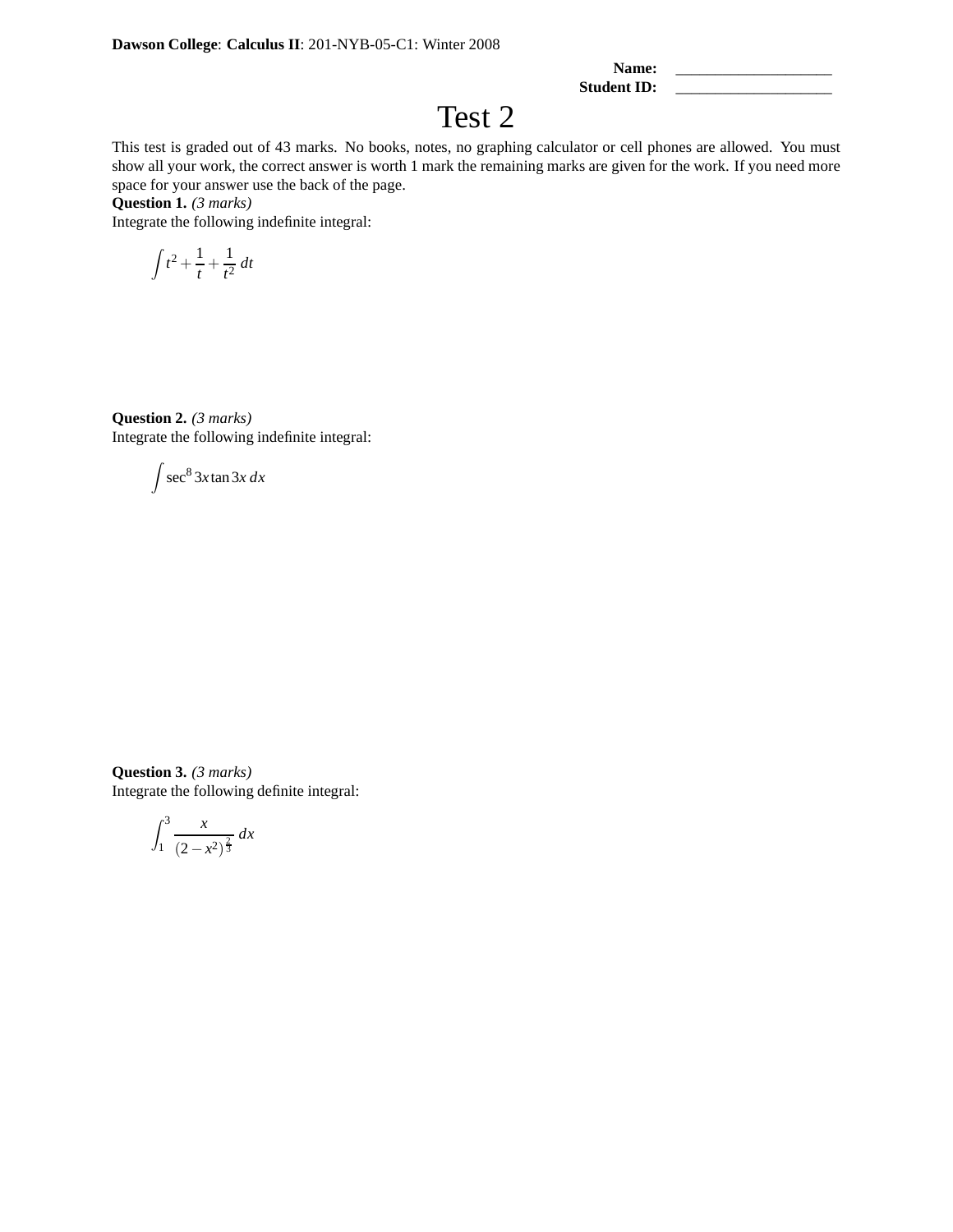**Dawson College**: **Calculus II**: 201-NYB-05-C1: Winter 2008

**Name:** ____________________
**Student ID:** ____________________

# Test 2

This test is graded out of 43 marks. No books, notes, no graphing calculator or cell phones are allowed. You must show all your work, the correct answer is worth 1 mark the remaining marks are given for the work. If you need more space for your answer use the back of the page.

**Question 1.** *(3 marks)*
Integrate the following indefinite integral:

$$\int t^2 + \frac{1}{t} + \frac{1}{t^2}\, dt$$

**Question 2.** *(3 marks)*
Integrate the following indefinite integral:

$$\int \sec^8 3x \tan 3x\, dx$$

**Question 3.** *(3 marks)*
Integrate the following definite integral:

$$\int_1^3 \frac{x}{(2-x^2)^{\frac{2}{3}}}\, dx$$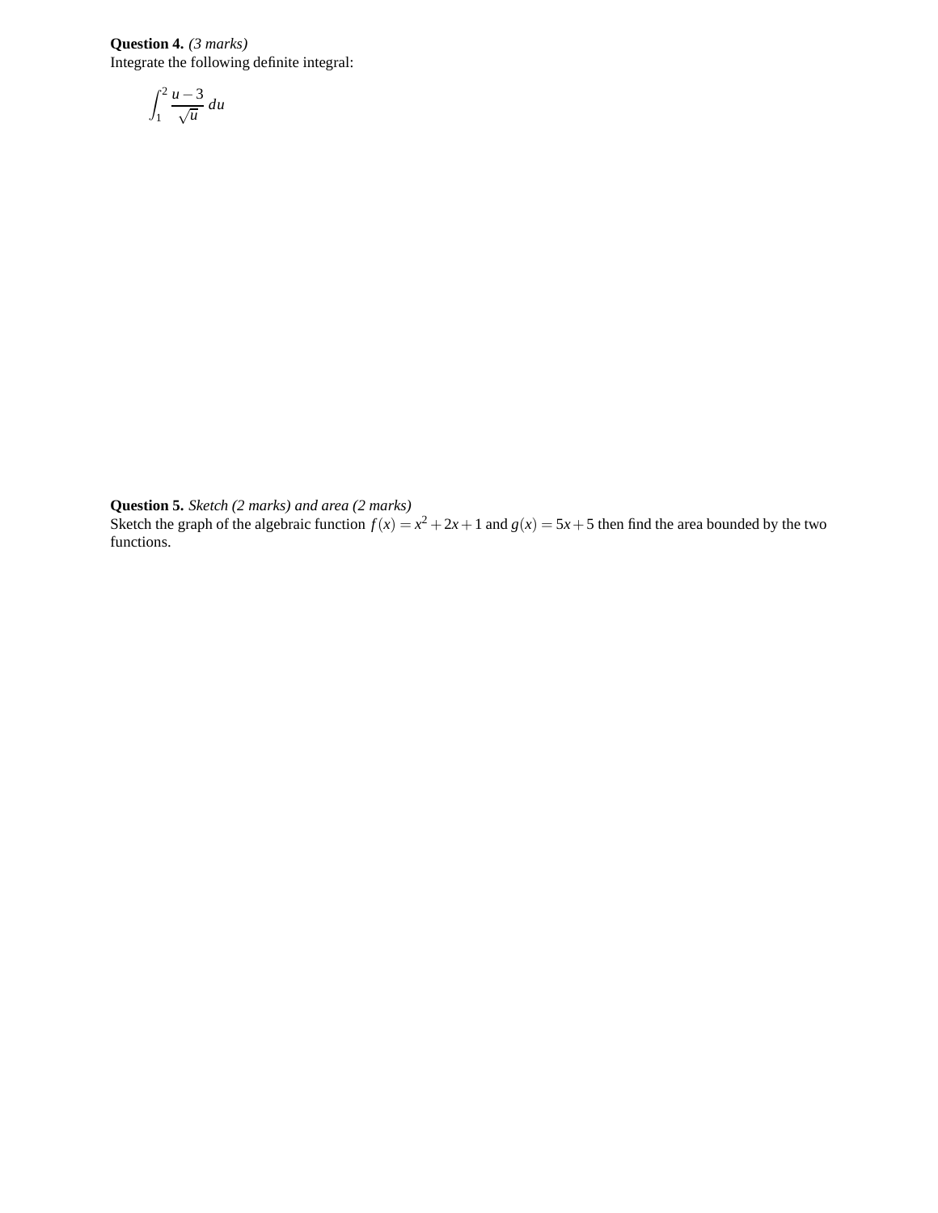**Question 4.** *(3 marks)*
Integrate the following definite integral:

$$\int_1^2 \frac{u-3}{\sqrt{u}}\, du$$

**Question 5.** *Sketch (2 marks) and area (2 marks)*
Sketch the graph of the algebraic function $f(x) = x^2 + 2x + 1$ and $g(x) = 5x + 5$ then find the area bounded by the two functions.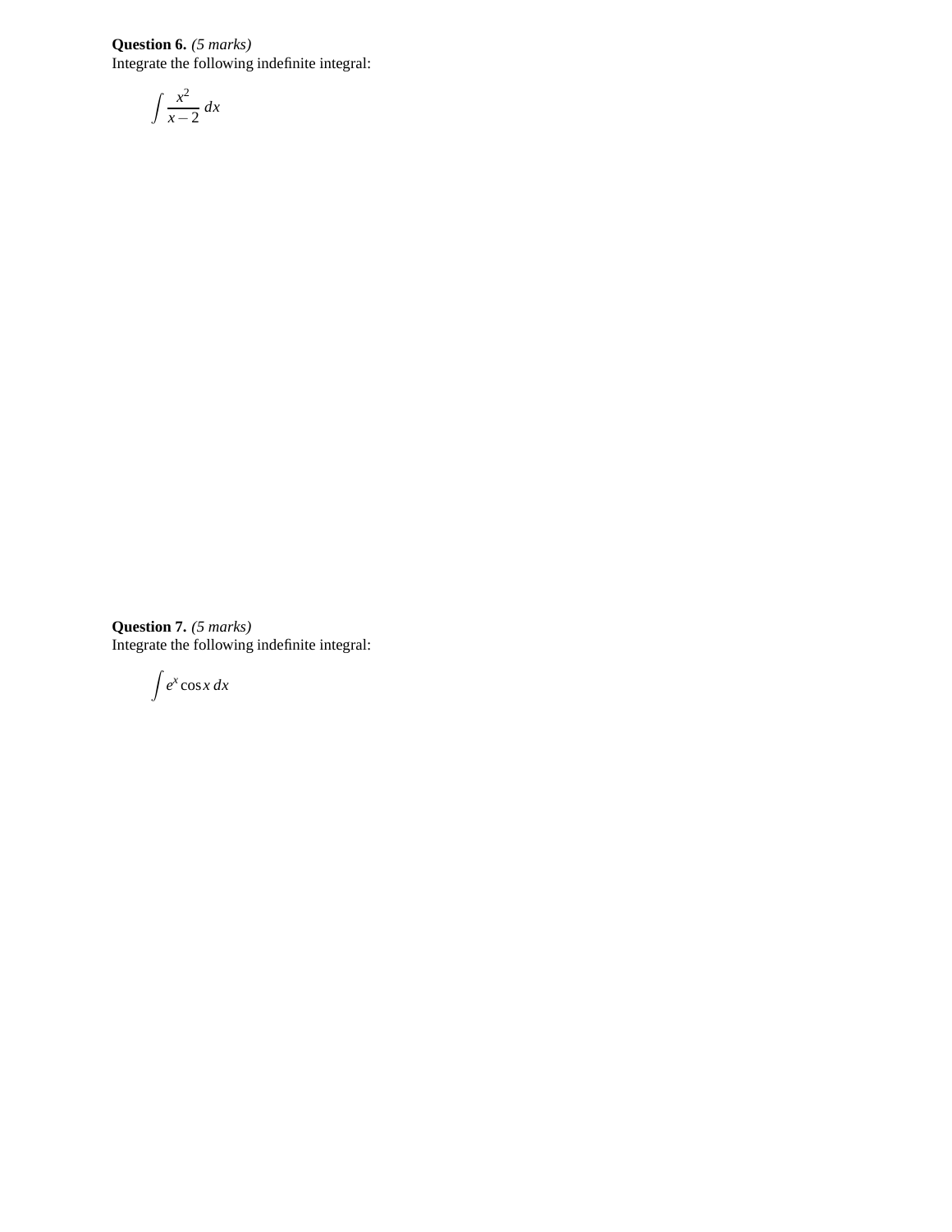**Question 6.** *(5 marks)*
Integrate the following indefinite integral:

$$\int \frac{x^2}{x-2}\,dx$$

**Question 7.** *(5 marks)*
Integrate the following indefinite integral:

$$\int e^x \cos x\,dx$$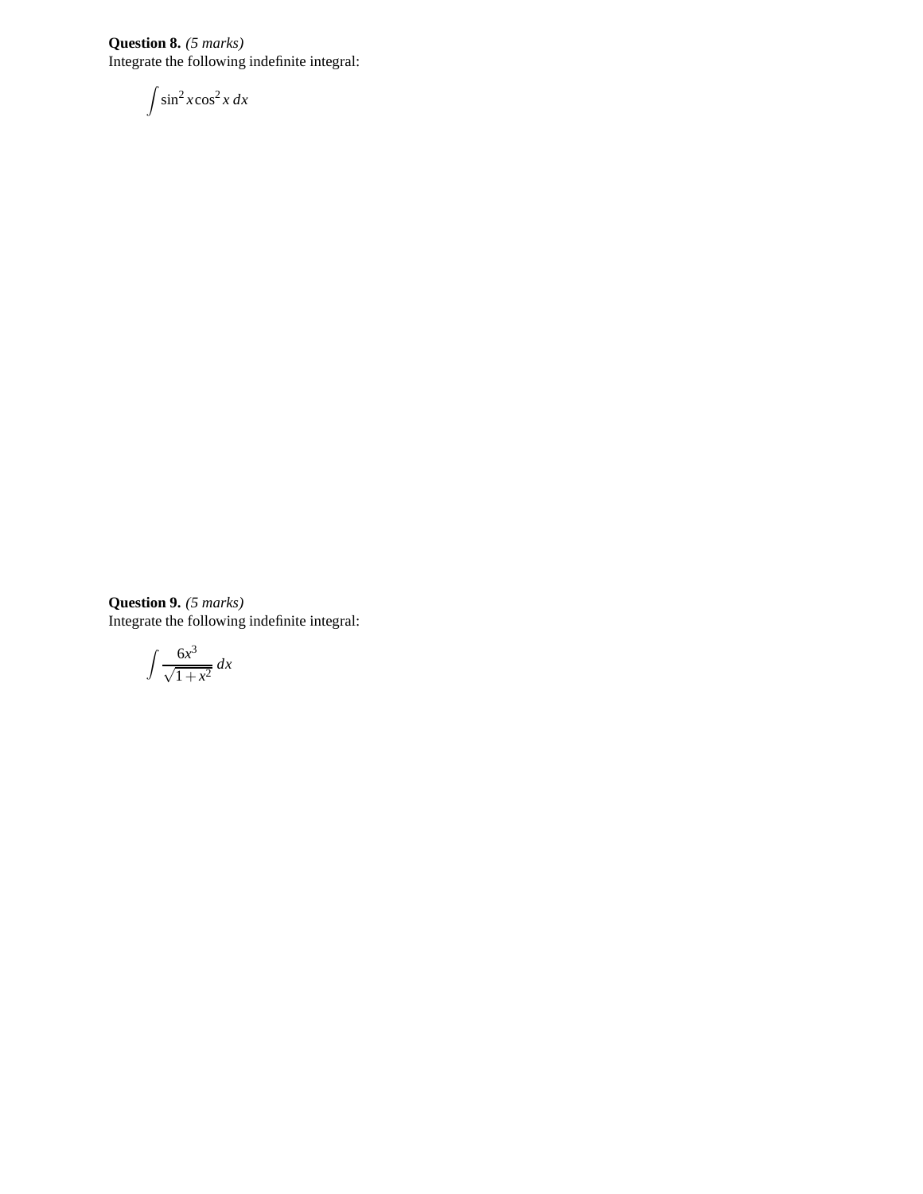**Question 8.** *(5 marks)*
Integrate the following indefinite integral:

$$\int \sin^2 x \cos^2 x \, dx$$

**Question 9.** *(5 marks)*
Integrate the following indefinite integral:

$$\int \frac{6x^3}{\sqrt{1+x^2}} \, dx$$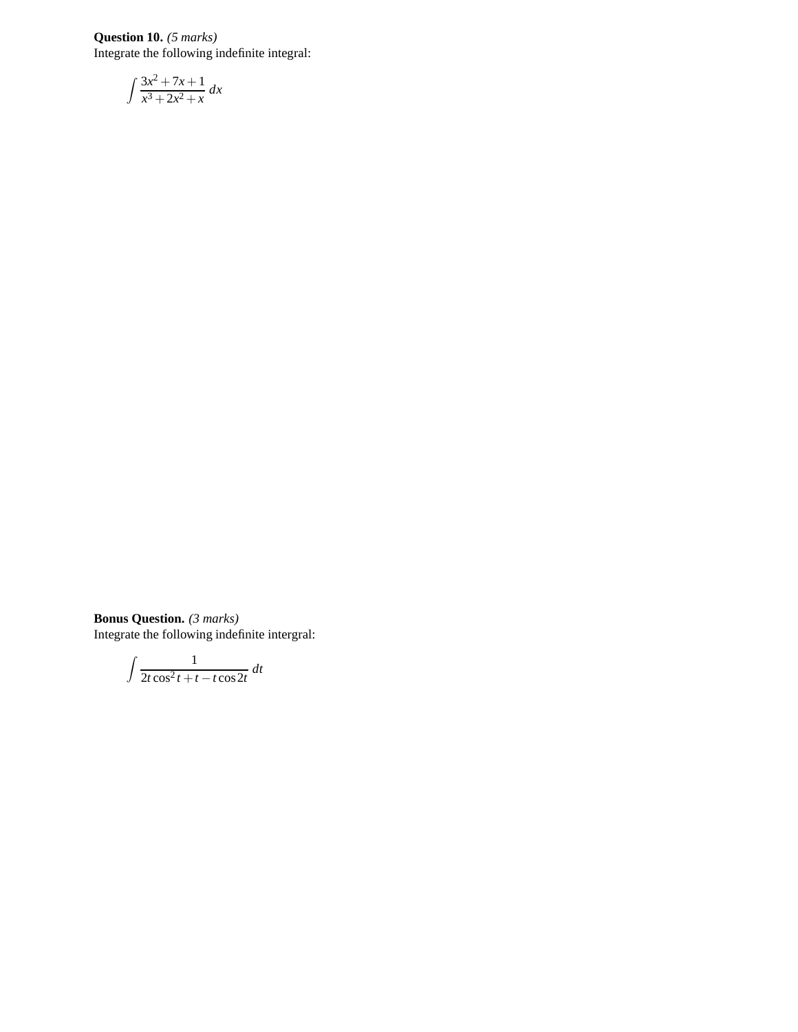**Question 10.** *(5 marks)*
Integrate the following indefinite integral:

$$\int \frac{3x^2 + 7x + 1}{x^3 + 2x^2 + x}\, dx$$

**Bonus Question.** *(3 marks)*
Integrate the following indefinite intergral:

$$\int \frac{1}{2t\cos^2 t + t - t\cos 2t}\, dt$$